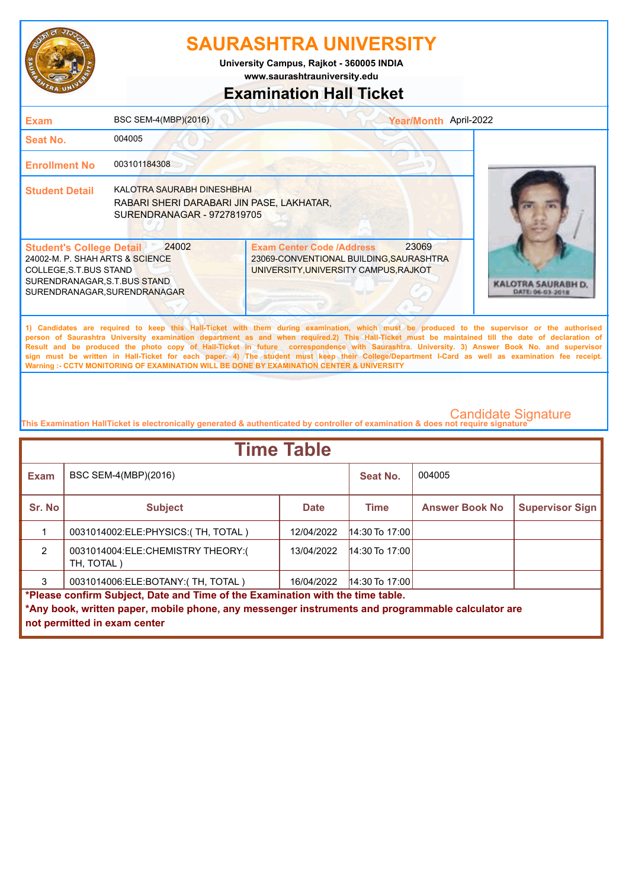# SAURASHTRA UNIVERSITY

**University Campus, Rajkot - 360005 INDIA**
**www.saurashtrauniversity.edu**

## Examination Hall Ticket

| | | | |
|---|---|---|---|
| **Exam** | BSC SEM-4(MBP)(2016) | **Year/Month** | April-2022 |
| **Seat No.** | 004005 | | |
| **Enrollment No** | 003101184308 | | |
| **Student Detail** | KALOTRA SAURABH DINESHBHAI<br>RABARI SHERI DARABARI JIN PASE, LAKHATAR,<br>SURENDRANAGAR - 9727819705 | | |

**Student's College Detail** 24002
24002-M. P. SHAH ARTS & SCIENCE COLLEGE,S.T.BUS STAND SURENDRANAGAR,S.T.BUS STAND SURENDRANAGAR,SURENDRANAGAR

**Exam Center Code /Address** 23069
23069-CONVENTIONAL BUILDING,SAURASHTRA UNIVERSITY,UNIVERSITY CAMPUS,RAJKOT

KALOTRA SAURABH D.
DATE: 06-03-2018

**1) Candidates are required to keep this Hall-Ticket with them during examination, which must be produced to the supervisor or the authorised person of Saurashtra University examination department as and when required.2) This Hall-Ticket must be maintained till the date of declaration of Result and be produced the photo copy of Hall-Ticket in future correspondence with Saurashtra. University. 3) Answer Book No. and supervisor sign must be written in Hall-Ticket for each paper. 4) The student must keep their College/Department I-Card as well as examination fee receipt.**
**Warning :- CCTV MONITORING OF EXAMINATION WILL BE DONE BY EXAMINATION CENTER & UNIVERSITY**

Candidate Signature

**This Examination HallTicket is electronically generated & authenticated by controller of examination & does not require signature**

## Time Table

| **Exam** | BSC SEM-4(MBP)(2016) | | **Seat No.** | 004005 | |
|---|---|---|---|---|---|
| **Sr. No** | **Subject** | **Date** | **Time** | **Answer Book No** | **Supervisor Sign** |
| 1 | 0031014002:ELE:PHYSICS:( TH, TOTAL ) | 12/04/2022 | 14:30 To 17:00 | | |
| 2 | 0031014004:ELE:CHEMISTRY THEORY:( TH, TOTAL ) | 13/04/2022 | 14:30 To 17:00 | | |
| 3 | 0031014006:ELE:BOTANY:( TH, TOTAL ) | 16/04/2022 | 14:30 To 17:00 | | |

**\*Please confirm Subject, Date and Time of the Examination with the time table.**
**\*Any book, written paper, mobile phone, any messenger instruments and programmable calculator are not permitted in exam center**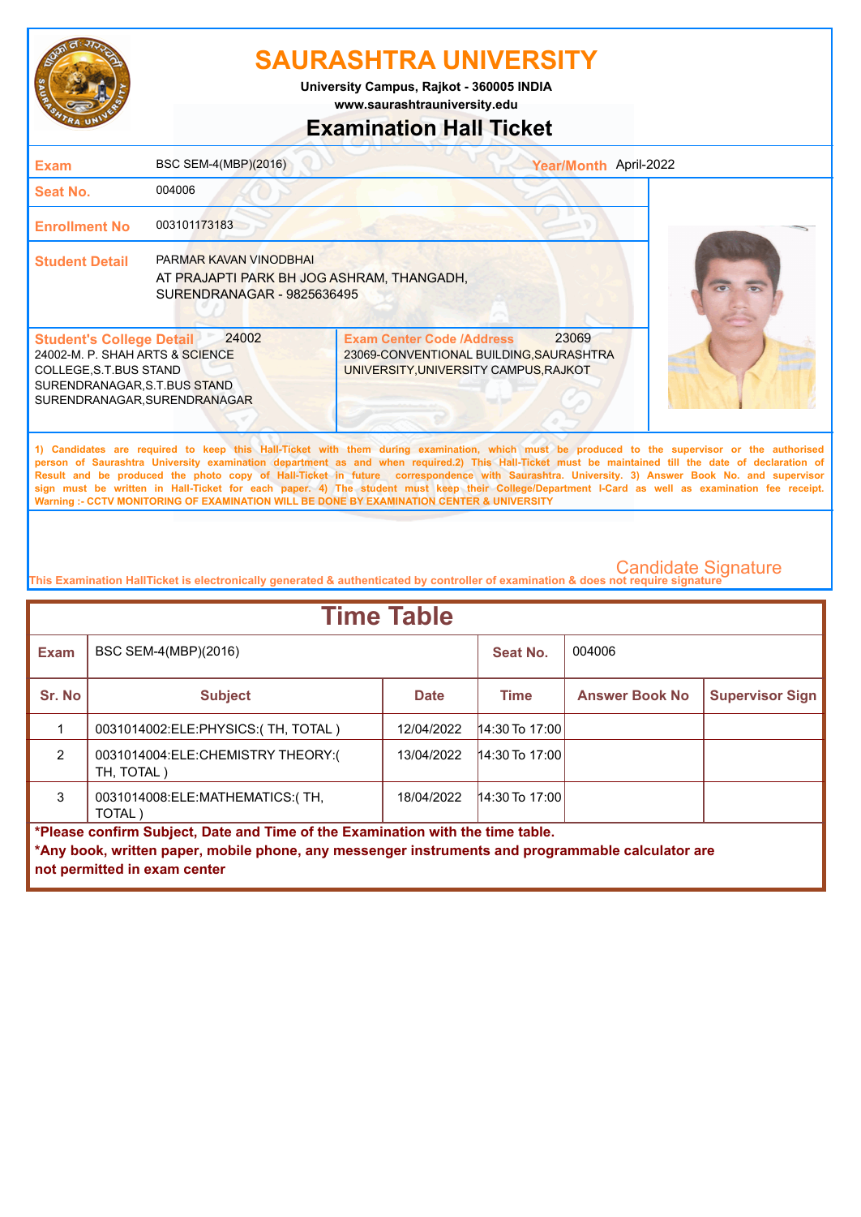# SAURASHTRA UNIVERSITY

**University Campus, Rajkot - 360005 INDIA**
**www.saurashtrauniversity.edu**

## Examination Hall Ticket

| | | | |
|---|---|---|---|
| **Exam** | BSC SEM-4(MBP)(2016) | **Year/Month** | April-2022 |
| **Seat No.** | 004006 | | |
| **Enrollment No** | 003101173183 | | |
| **Student Detail** | PARMAR KAVAN VINODBHAI<br>AT PRAJAPTI PARK BH JOG ASHRAM, THANGADH, SURENDRANAGAR - 9825636495 | | |

| **Student's College Detail** 24002 | **Exam Center Code /Address** 23069 |
|---|---|
| 24002-M. P. SHAH ARTS & SCIENCE COLLEGE,S.T.BUS STAND SURENDRANAGAR,S.T.BUS STAND SURENDRANAGAR,SURENDRANAGAR | 23069-CONVENTIONAL BUILDING,SAURASHTRA UNIVERSITY,UNIVERSITY CAMPUS,RAJKOT |

1) Candidates are required to keep this Hall-Ticket with them during examination, which must be produced to the supervisor or the authorised person of Saurashtra University examination department as and when required.2) This Hall-Ticket must be maintained till the date of declaration of Result and be produced the photo copy of Hall-Ticket in future correspondence with Saurashtra. University. 3) Answer Book No. and supervisor sign must be written in Hall-Ticket for each paper. 4) The student must keep their College/Department I-Card as well as examination fee receipt.
Warning :- CCTV MONITORING OF EXAMINATION WILL BE DONE BY EXAMINATION CENTER & UNIVERSITY

Candidate Signature

This Examination HallTicket is electronically generated & authenticated by controller of examination & does not require signature

## Time Table

| **Exam** | BSC SEM-4(MBP)(2016) | | **Seat No.** | 004006 | |
|---|---|---|---|---|---|
| **Sr. No** | **Subject** | **Date** | **Time** | **Answer Book No** | **Supervisor Sign** |
| 1 | 0031014002:ELE:PHYSICS:( TH, TOTAL ) | 12/04/2022 | 14:30 To 17:00 | | |
| 2 | 0031014004:ELE:CHEMISTRY THEORY:( TH, TOTAL ) | 13/04/2022 | 14:30 To 17:00 | | |
| 3 | 0031014008:ELE:MATHEMATICS:( TH, TOTAL ) | 18/04/2022 | 14:30 To 17:00 | | |

**\*Please confirm Subject, Date and Time of the Examination with the time table.**
**\*Any book, written paper, mobile phone, any messenger instruments and programmable calculator are not permitted in exam center**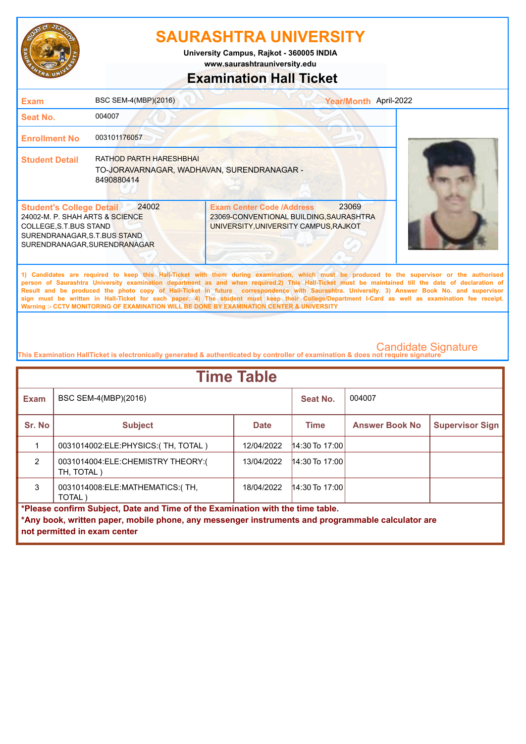# SAURASHTRA UNIVERSITY

**University Campus, Rajkot - 360005 INDIA**
**www.saurashtrauniversity.edu**

## Examination Hall Ticket

| | | | |
|---|---|---|---|
| **Exam** | BSC SEM-4(MBP)(2016) | **Year/Month** | April-2022 |
| **Seat No.** | 004007 | | |
| **Enrollment No** | 003101176057 | | |
| **Student Detail** | RATHOD PARTH HARESHBHAI<br>TO-JORAVARNAGAR, WADHAVAN, SURENDRANAGAR - 8490880414 | | |

| **Student's College Detail** 24002 | **Exam Center Code /Address** 23069 |
|---|---|
| 24002-M. P. SHAH ARTS & SCIENCE COLLEGE,S.T.BUS STAND SURENDRANAGAR,S.T.BUS STAND SURENDRANAGAR,SURENDRANAGAR | 23069-CONVENTIONAL BUILDING,SAURASHTRA UNIVERSITY,UNIVERSITY CAMPUS,RAJKOT |

1) Candidates are required to keep this Hall-Ticket with them during examination, which must be produced to the supervisor or the authorised person of Saurashtra University examination department as and when required.2) This Hall-Ticket must be maintained till the date of declaration of Result and be produced the photo copy of Hall-Ticket in future correspondence with Saurashtra. University. 3) Answer Book No. and supervisor sign must be written in Hall-Ticket for each paper. 4) The student must keep their College/Department I-Card as well as examination fee receipt.
Warning :- CCTV MONITORING OF EXAMINATION WILL BE DONE BY EXAMINATION CENTER & UNIVERSITY

Candidate Signature

This Examination HallTicket is electronically generated & authenticated by controller of examination & does not require signature

## Time Table

| **Exam** | BSC SEM-4(MBP)(2016) | | **Seat No.** | 004007 | |
|---|---|---|---|---|---|
| **Sr. No** | **Subject** | **Date** | **Time** | **Answer Book No** | **Supervisor Sign** |
| 1 | 0031014002:ELE:PHYSICS:( TH, TOTAL ) | 12/04/2022 | 14:30 To 17:00 | | |
| 2 | 0031014004:ELE:CHEMISTRY THEORY:( TH, TOTAL ) | 13/04/2022 | 14:30 To 17:00 | | |
| 3 | 0031014008:ELE:MATHEMATICS:( TH, TOTAL ) | 18/04/2022 | 14:30 To 17:00 | | |

**\*Please confirm Subject, Date and Time of the Examination with the time table.**
**\*Any book, written paper, mobile phone, any messenger instruments and programmable calculator are not permitted in exam center**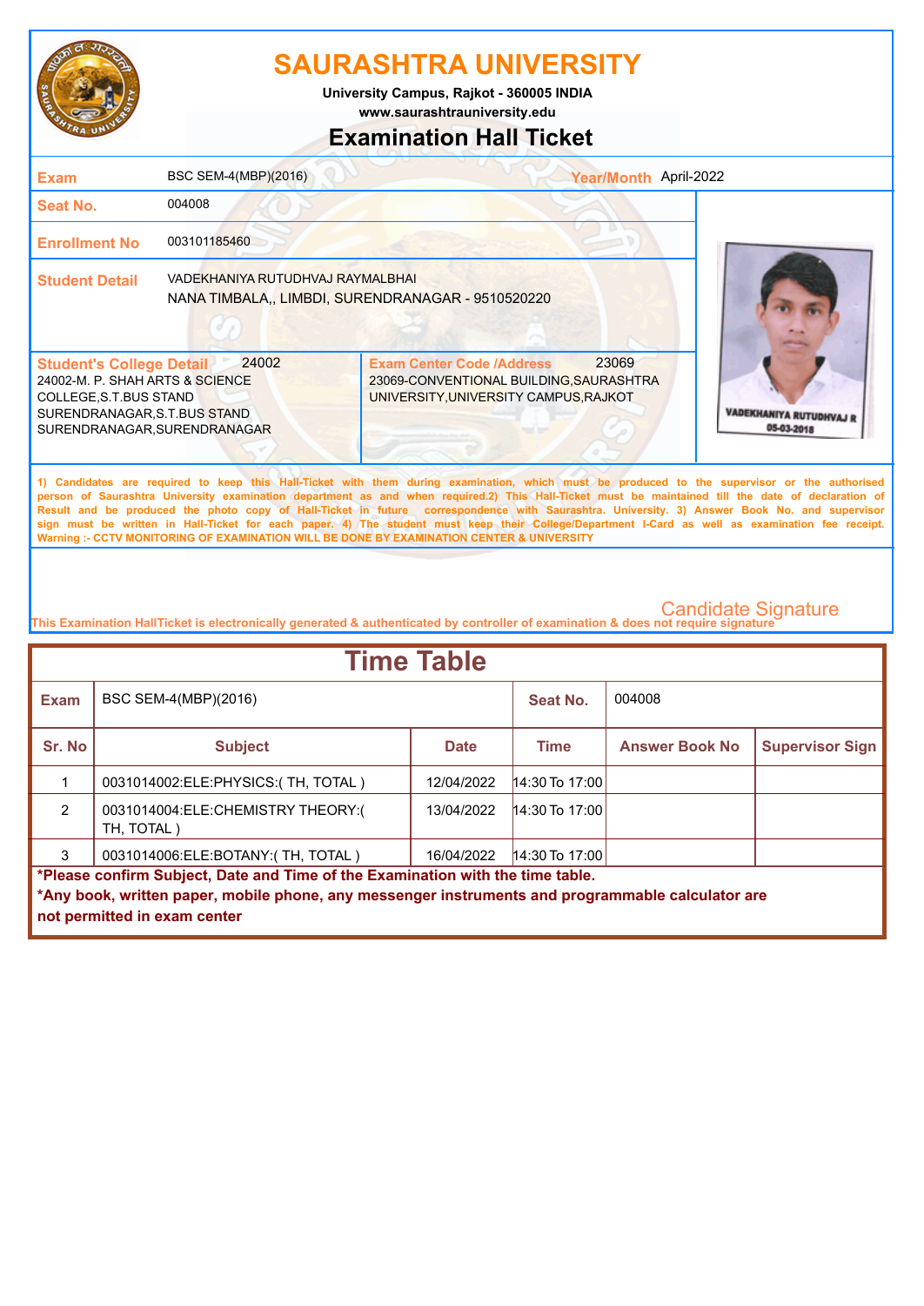# SAURASHTRA UNIVERSITY

University Campus, Rajkot - 360005 INDIA
www.saurashtrauniversity.edu

## Examination Hall Ticket

| | | | |
|---|---|---|---|
| **Exam** | BSC SEM-4(MBP)(2016) | **Year/Month** | April-2022 |
| **Seat No.** | 004008 | | |
| **Enrollment No** | 003101185460 | | |
| **Student Detail** | VADEKHANIYA RUTUDHVAJ RAYMALBHAI<br>NANA TIMBALA,, LIMBDI, SURENDRANAGAR - 9510520220 | | |

| **Student's College Detail** 24002 | **Exam Center Code /Address** 23069 |
|---|---|
| 24002-M. P. SHAH ARTS & SCIENCE COLLEGE,S.T.BUS STAND SURENDRANAGAR,S.T.BUS STAND SURENDRANAGAR,SURENDRANAGAR | 23069-CONVENTIONAL BUILDING,SAURASHTRA UNIVERSITY,UNIVERSITY CAMPUS,RAJKOT |

VADEKHANIYA RUTUDHVAJ R
05-03-2018

1) Candidates are required to keep this Hall-Ticket with them during examination, which must be produced to the supervisor or the authorised person of Saurashtra University examination department as and when required.2) This Hall-Ticket must be maintained till the date of declaration of Result and be produced the photo copy of Hall-Ticket in future correspondence with Saurashtra. University. 3) Answer Book No. and supervisor sign must be written in Hall-Ticket for each paper. 4) The student must keep their College/Department I-Card as well as examination fee receipt.
Warning :- CCTV MONITORING OF EXAMINATION WILL BE DONE BY EXAMINATION CENTER & UNIVERSITY

Candidate Signature

This Examination HallTicket is electronically generated & authenticated by controller of examination & does not require signature

## Time Table

| **Exam** | BSC SEM-4(MBP)(2016) | | **Seat No.** | 004008 | |
|---|---|---|---|---|---|
| **Sr. No** | **Subject** | **Date** | **Time** | **Answer Book No** | **Supervisor Sign** |
| 1 | 0031014002:ELE:PHYSICS:( TH, TOTAL ) | 12/04/2022 | 14:30 To 17:00 | | |
| 2 | 0031014004:ELE:CHEMISTRY THEORY:( TH, TOTAL ) | 13/04/2022 | 14:30 To 17:00 | | |
| 3 | 0031014006:ELE:BOTANY:( TH, TOTAL ) | 16/04/2022 | 14:30 To 17:00 | | |

**\*Please confirm Subject, Date and Time of the Examination with the time table.**
**\*Any book, written paper, mobile phone, any messenger instruments and programmable calculator are not permitted in exam center**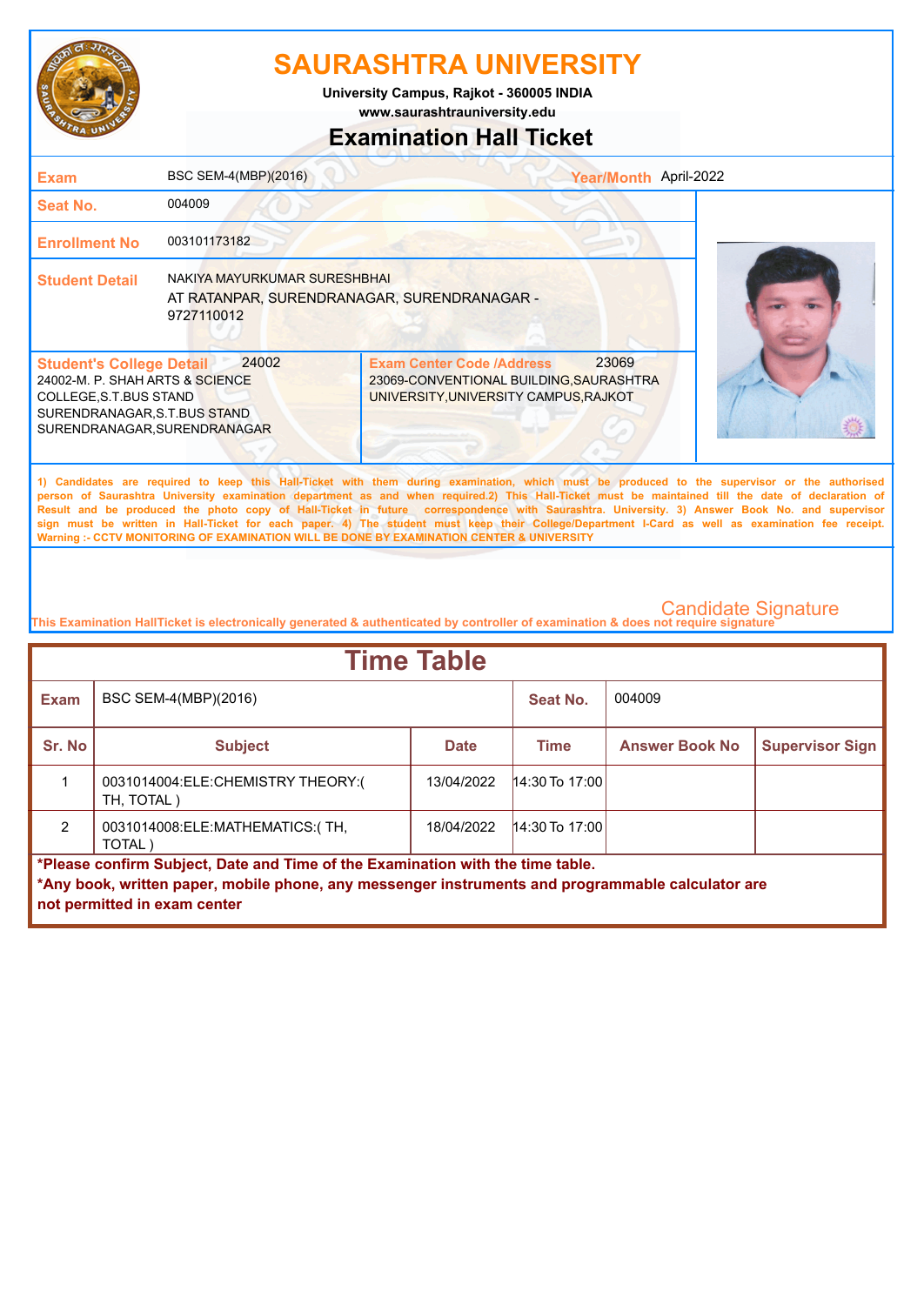# SAURASHTRA UNIVERSITY

**University Campus, Rajkot - 360005 INDIA**
**www.saurashtrauniversity.edu**

## Examination Hall Ticket

| | | | |
|---|---|---|---|
| **Exam** | BSC SEM-4(MBP)(2016) | **Year/Month** | April-2022 |
| **Seat No.** | 004009 | | |
| **Enrollment No** | 003101173182 | | |
| **Student Detail** | NAKIYA MAYURKUMAR SURESHBHAI<br>AT RATANPAR, SURENDRANAGAR, SURENDRANAGAR - 9727110012 | | |

| **Student's College Detail** 24002 | **Exam Center Code /Address** 23069 |
|---|---|
| 24002-M. P. SHAH ARTS & SCIENCE COLLEGE,S.T.BUS STAND SURENDRANAGAR,S.T.BUS STAND SURENDRANAGAR,SURENDRANAGAR | 23069-CONVENTIONAL BUILDING,SAURASHTRA UNIVERSITY,UNIVERSITY CAMPUS,RAJKOT |

**1) Candidates are required to keep this Hall-Ticket with them during examination, which must be produced to the supervisor or the authorised person of Saurashtra University examination department as and when required.2) This Hall-Ticket must be maintained till the date of declaration of Result and be produced the photo copy of Hall-Ticket in future correspondence with Saurashtra. University. 3) Answer Book No. and supervisor sign must be written in Hall-Ticket for each paper. 4) The student must keep their College/Department I-Card as well as examination fee receipt.**
**Warning :- CCTV MONITORING OF EXAMINATION WILL BE DONE BY EXAMINATION CENTER & UNIVERSITY**

Candidate Signature

This Examination HallTicket is electronically generated & authenticated by controller of examination & does not require signature

## Time Table

| **Exam** | BSC SEM-4(MBP)(2016) | | **Seat No.** | 004009 | |
|---|---|---|---|---|---|
| **Sr. No** | **Subject** | **Date** | **Time** | **Answer Book No** | **Supervisor Sign** |
| 1 | 0031014004:ELE:CHEMISTRY THEORY:( TH, TOTAL ) | 13/04/2022 | 14:30 To 17:00 | | |
| 2 | 0031014008:ELE:MATHEMATICS:( TH, TOTAL ) | 18/04/2022 | 14:30 To 17:00 | | |

**\*Please confirm Subject, Date and Time of the Examination with the time table.**
**\*Any book, written paper, mobile phone, any messenger instruments and programmable calculator are not permitted in exam center**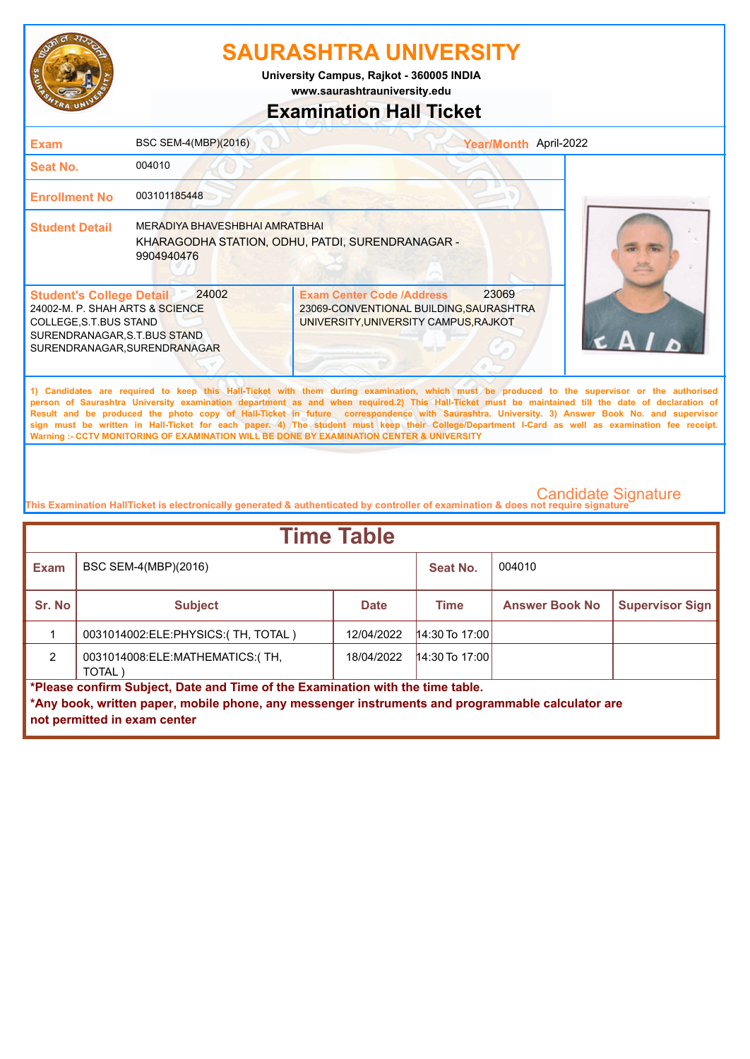# SAURASHTRA UNIVERSITY

**University Campus, Rajkot - 360005 INDIA**
**www.saurashtrauniversity.edu**

## Examination Hall Ticket

| | | | |
|---|---|---|---|
| **Exam** | BSC SEM-4(MBP)(2016) | **Year/Month** | April-2022 |
| **Seat No.** | 004010 | | |
| **Enrollment No** | 003101185448 | | |
| **Student Detail** | MERADIYA BHAVESHBHAI AMRATBHAI<br>KHARAGODHA STATION, ODHU, PATDI, SURENDRANAGAR - 9904940476 | | |

| **Student's College Detail** 24002 | **Exam Center Code /Address** 23069 |
|---|---|
| 24002-M. P. SHAH ARTS & SCIENCE COLLEGE,S.T.BUS STAND SURENDRANAGAR,S.T.BUS STAND SURENDRANAGAR,SURENDRANAGAR | 23069-CONVENTIONAL BUILDING,SAURASHTRA UNIVERSITY,UNIVERSITY CAMPUS,RAJKOT |

1) Candidates are required to keep this Hall-Ticket with them during examination, which must be produced to the supervisor or the authorised person of Saurashtra University examination department as and when required.2) This Hall-Ticket must be maintained till the date of declaration of Result and be produced the photo copy of Hall-Ticket in future correspondence with Saurashtra. University. 3) Answer Book No. and supervisor sign must be written in Hall-Ticket for each paper. 4) The student must keep their College/Department I-Card as well as examination fee receipt.
Warning :- CCTV MONITORING OF EXAMINATION WILL BE DONE BY EXAMINATION CENTER & UNIVERSITY

Candidate Signature

This Examination HallTicket is electronically generated & authenticated by controller of examination & does not require signature

## Time Table

| **Exam** | BSC SEM-4(MBP)(2016) | | **Seat No.** | 004010 | |
|---|---|---|---|---|---|
| **Sr. No** | **Subject** | **Date** | **Time** | **Answer Book No** | **Supervisor Sign** |
| 1 | 0031014002:ELE:PHYSICS:( TH, TOTAL ) | 12/04/2022 | 14:30 To 17:00 | | |
| 2 | 0031014008:ELE:MATHEMATICS:( TH, TOTAL ) | 18/04/2022 | 14:30 To 17:00 | | |

**\*Please confirm Subject, Date and Time of the Examination with the time table.**
**\*Any book, written paper, mobile phone, any messenger instruments and programmable calculator are not permitted in exam center**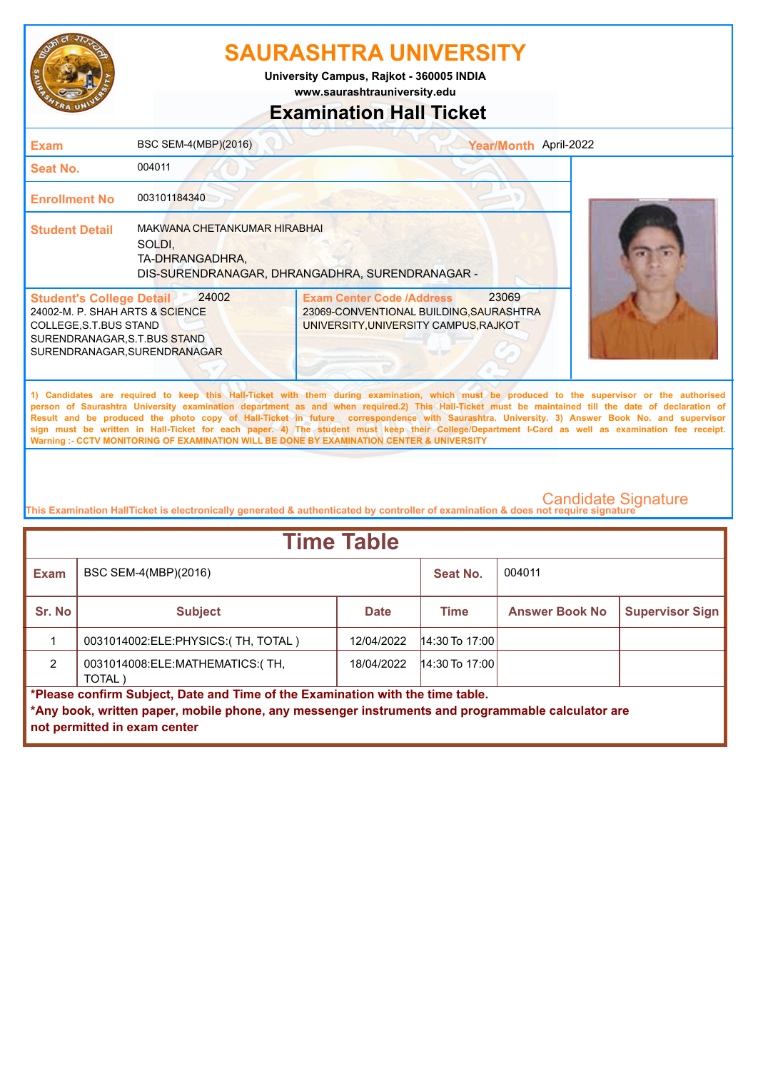# SAURASHTRA UNIVERSITY

University Campus, Rajkot - 360005 INDIA

www.saurashtrauniversity.edu

## Examination Hall Ticket

| | | | |
|---|---|---|---|
| **Exam** | BSC SEM-4(MBP)(2016) | **Year/Month** | April-2022 |
| **Seat No.** | 004011 | | |
| **Enrollment No** | 003101184340 | | |
| **Student Detail** | MAKWANA CHETANKUMAR HIRABHAI<br>SOLDI,<br>TA-DHRANGADHRA,<br>DIS-SURENDRANAGAR, DHRANGADHRA, SURENDRANAGAR - | | |

| **Student's College Detail** 24002 | **Exam Center Code /Address** 23069 |
|---|---|
| 24002-M. P. SHAH ARTS & SCIENCE COLLEGE,S.T.BUS STAND SURENDRANAGAR,S.T.BUS STAND SURENDRANAGAR,SURENDRANAGAR | 23069-CONVENTIONAL BUILDING,SAURASHTRA UNIVERSITY,UNIVERSITY CAMPUS,RAJKOT |

1) Candidates are required to keep this Hall-Ticket with them during examination, which must be produced to the supervisor or the authorised person of Saurashtra University examination department as and when required.2) This Hall-Ticket must be maintained till the date of declaration of Result and be produced the photo copy of Hall-Ticket in future correspondence with Saurashtra. University. 3) Answer Book No. and supervisor sign must be written in Hall-Ticket for each paper. 4) The student must keep their College/Department I-Card as well as examination fee receipt.
Warning :- CCTV MONITORING OF EXAMINATION WILL BE DONE BY EXAMINATION CENTER & UNIVERSITY

Candidate Signature

This Examination HallTicket is electronically generated & authenticated by controller of examination & does not require signature

## Time Table

| Exam | BSC SEM-4(MBP)(2016) | | Seat No. | 004011 | |
|---|---|---|---|---|---|
| **Sr. No** | **Subject** | **Date** | **Time** | **Answer Book No** | **Supervisor Sign** |
| 1 | 0031014002:ELE:PHYSICS:( TH, TOTAL ) | 12/04/2022 | 14:30 To 17:00 | | |
| 2 | 0031014008:ELE:MATHEMATICS:( TH, TOTAL ) | 18/04/2022 | 14:30 To 17:00 | | |

***Please confirm Subject, Date and Time of the Examination with the time table.**

***Any book, written paper, mobile phone, any messenger instruments and programmable calculator are not permitted in exam center**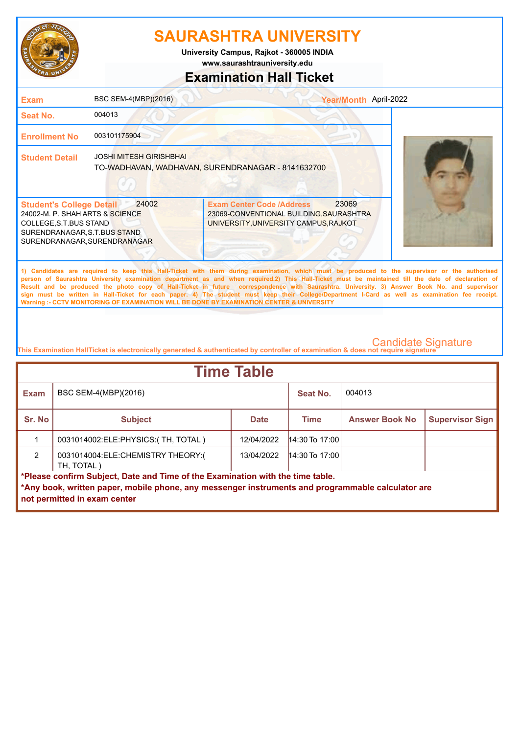# SAURASHTRA UNIVERSITY

**University Campus, Rajkot - 360005 INDIA**
**www.saurashtrauniversity.edu**

## Examination Hall Ticket

| | | | |
|---|---|---|---|
| **Exam** | BSC SEM-4(MBP)(2016) | **Year/Month** | April-2022 |
| **Seat No.** | 004013 | | |
| **Enrollment No** | 003101175904 | | |
| **Student Detail** | JOSHI MITESH GIRISHBHAI<br>TO-WADHAVAN, WADHAVAN, SURENDRANAGAR - 8141632700 | | |

| **Student's College Detail** 24002 | **Exam Center Code /Address** 23069 |
|---|---|
| 24002-M. P. SHAH ARTS & SCIENCE COLLEGE,S.T.BUS STAND SURENDRANAGAR,S.T.BUS STAND SURENDRANAGAR,SURENDRANAGAR | 23069-CONVENTIONAL BUILDING,SAURASHTRA UNIVERSITY,UNIVERSITY CAMPUS,RAJKOT |

1) Candidates are required to keep this Hall-Ticket with them during examination, which must be produced to the supervisor or the authorised person of Saurashtra University examination department as and when required.2) This Hall-Ticket must be maintained till the date of declaration of Result and be produced the photo copy of Hall-Ticket in future correspondence with Saurashtra. University. 3) Answer Book No. and supervisor sign must be written in Hall-Ticket for each paper. 4) The student must keep their College/Department I-Card as well as examination fee receipt.
Warning :- CCTV MONITORING OF EXAMINATION WILL BE DONE BY EXAMINATION CENTER & UNIVERSITY

Candidate Signature

This Examination HallTicket is electronically generated & authenticated by controller of examination & does not require signature

## Time Table

| **Exam** | BSC SEM-4(MBP)(2016) | | **Seat No.** | 004013 | |
|---|---|---|---|---|---|
| **Sr. No** | **Subject** | **Date** | **Time** | **Answer Book No** | **Supervisor Sign** |
| 1 | 0031014002:ELE:PHYSICS:( TH, TOTAL ) | 12/04/2022 | 14:30 To 17:00 | | |
| 2 | 0031014004:ELE:CHEMISTRY THEORY:( TH, TOTAL ) | 13/04/2022 | 14:30 To 17:00 | | |

**\*Please confirm Subject, Date and Time of the Examination with the time table.**
**\*Any book, written paper, mobile phone, any messenger instruments and programmable calculator are not permitted in exam center**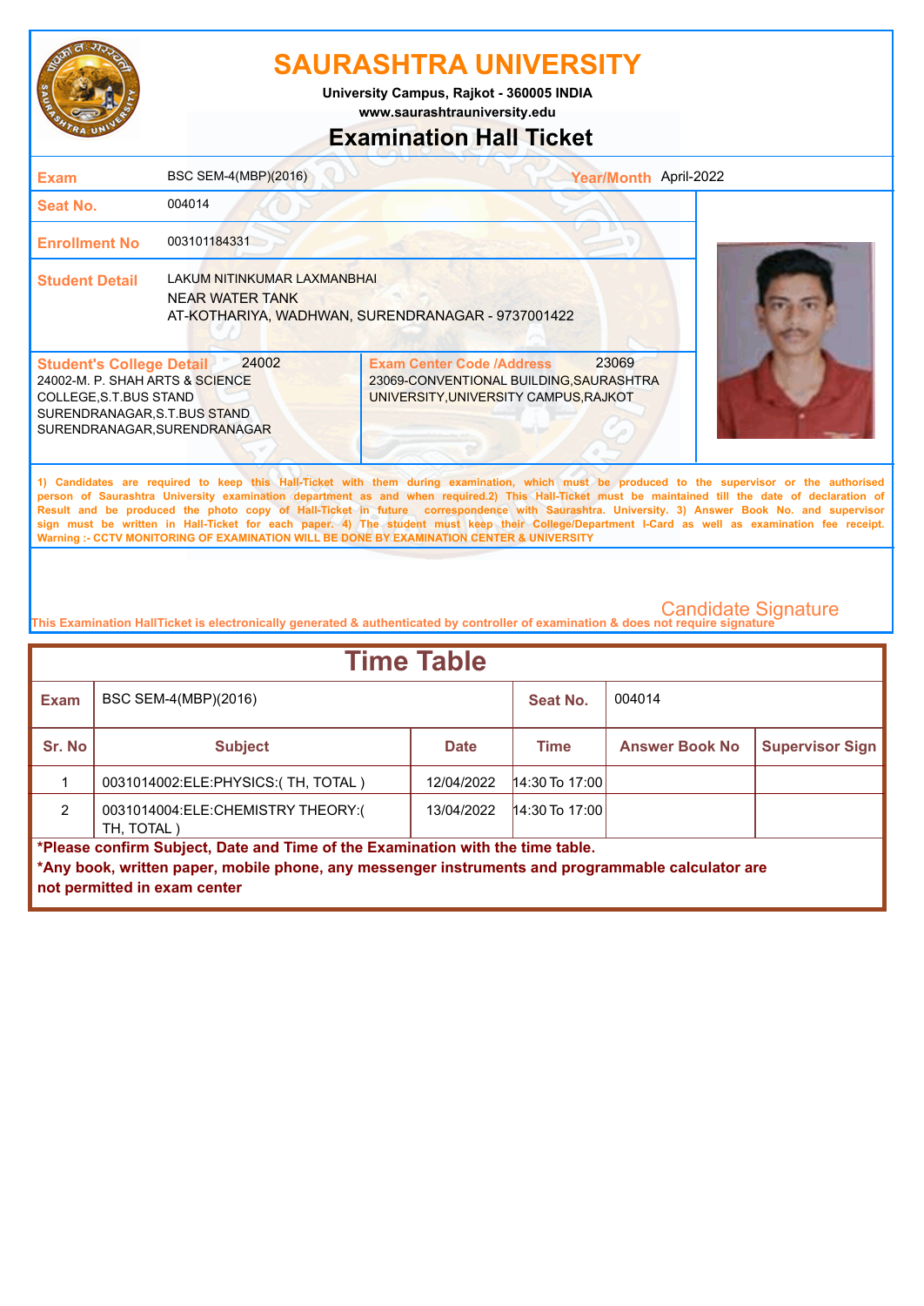# SAURASHTRA UNIVERSITY

**University Campus, Rajkot - 360005 INDIA**
**www.saurashtrauniversity.edu**

## Examination Hall Ticket

| | | | |
|---|---|---|---|
| **Exam** | BSC SEM-4(MBP)(2016) | **Year/Month** | April-2022 |
| **Seat No.** | 004014 | | |
| **Enrollment No** | 003101184331 | | |
| **Student Detail** | LAKUM NITINKUMAR LAXMANBHAI<br>NEAR WATER TANK<br>AT-KOTHARIYA, WADHWAN, SURENDRANAGAR - 9737001422 | | |

| **Student's College Detail** 24002 | **Exam Center Code /Address** 23069 |
|---|---|
| 24002-M. P. SHAH ARTS & SCIENCE COLLEGE,S.T.BUS STAND SURENDRANAGAR,S.T.BUS STAND SURENDRANAGAR,SURENDRANAGAR | 23069-CONVENTIONAL BUILDING,SAURASHTRA UNIVERSITY,UNIVERSITY CAMPUS,RAJKOT |

1) Candidates are required to keep this Hall-Ticket with them during examination, which must be produced to the supervisor or the authorised person of Saurashtra University examination department as and when required.2) This Hall-Ticket must be maintained till the date of declaration of Result and be produced the photo copy of Hall-Ticket in future correspondence with Saurashtra. University. 3) Answer Book No. and supervisor sign must be written in Hall-Ticket for each paper. 4) The student must keep their College/Department I-Card as well as examination fee receipt.
Warning :- CCTV MONITORING OF EXAMINATION WILL BE DONE BY EXAMINATION CENTER & UNIVERSITY

Candidate Signature

This Examination HallTicket is electronically generated & authenticated by controller of examination & does not require signature

## Time Table

| **Exam** | BSC SEM-4(MBP)(2016) | | **Seat No.** | 004014 | |
|---|---|---|---|---|---|
| **Sr. No** | **Subject** | **Date** | **Time** | **Answer Book No** | **Supervisor Sign** |
| 1 | 0031014002:ELE:PHYSICS:( TH, TOTAL ) | 12/04/2022 | 14:30 To 17:00 | | |
| 2 | 0031014004:ELE:CHEMISTRY THEORY:( TH, TOTAL ) | 13/04/2022 | 14:30 To 17:00 | | |

**\*Please confirm Subject, Date and Time of the Examination with the time table.**
**\*Any book, written paper, mobile phone, any messenger instruments and programmable calculator are not permitted in exam center**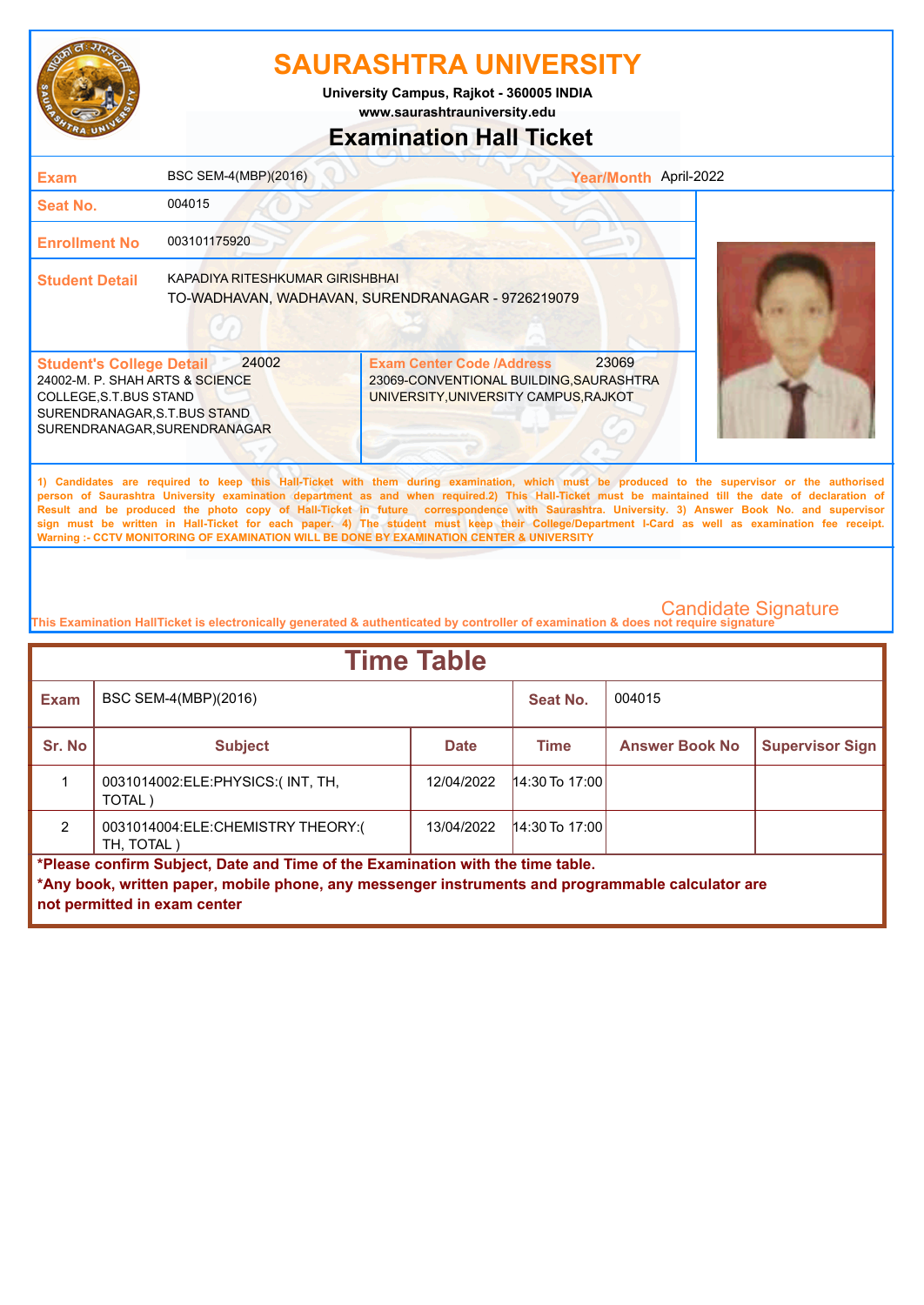# SAURASHTRA UNIVERSITY

**University Campus, Rajkot - 360005 INDIA**
**www.saurashtrauniversity.edu**

## Examination Hall Ticket

| | | | |
|---|---|---|---|
| **Exam** | BSC SEM-4(MBP)(2016) | **Year/Month** | April-2022 |
| **Seat No.** | 004015 | | |
| **Enrollment No** | 003101175920 | | |
| **Student Detail** | KAPADIYA RITESHKUMAR GIRISHBHAI<br>TO-WADHAVAN, WADHAVAN, SURENDRANAGAR - 9726219079 | | |

| **Student's College Detail** 24002 | **Exam Center Code /Address** 23069 |
|---|---|
| 24002-M. P. SHAH ARTS & SCIENCE COLLEGE,S.T.BUS STAND SURENDRANAGAR,S.T.BUS STAND SURENDRANAGAR,SURENDRANAGAR | 23069-CONVENTIONAL BUILDING,SAURASHTRA UNIVERSITY,UNIVERSITY CAMPUS,RAJKOT |

**1) Candidates are required to keep this Hall-Ticket with them during examination, which must be produced to the supervisor or the authorised person of Saurashtra University examination department as and when required.2) This Hall-Ticket must be maintained till the date of declaration of Result and be produced the photo copy of Hall-Ticket in future correspondence with Saurashtra. University. 3) Answer Book No. and supervisor sign must be written in Hall-Ticket for each paper. 4) The student must keep their College/Department I-Card as well as examination fee receipt. Warning :- CCTV MONITORING OF EXAMINATION WILL BE DONE BY EXAMINATION CENTER & UNIVERSITY**

Candidate Signature

This Examination HallTicket is electronically generated & authenticated by controller of examination & does not require signature

## Time Table

**Exam:** BSC SEM-4(MBP)(2016) **Seat No.:** 004015

| Sr. No | Subject | Date | Time | Answer Book No | Supervisor Sign |
|---|---|---|---|---|---|
| 1 | 0031014002:ELE:PHYSICS:( INT, TH, TOTAL ) | 12/04/2022 | 14:30 To 17:00 | | |
| 2 | 0031014004:ELE:CHEMISTRY THEORY:( TH, TOTAL ) | 13/04/2022 | 14:30 To 17:00 | | |

**\*Please confirm Subject, Date and Time of the Examination with the time table.**
**\*Any book, written paper, mobile phone, any messenger instruments and programmable calculator are not permitted in exam center**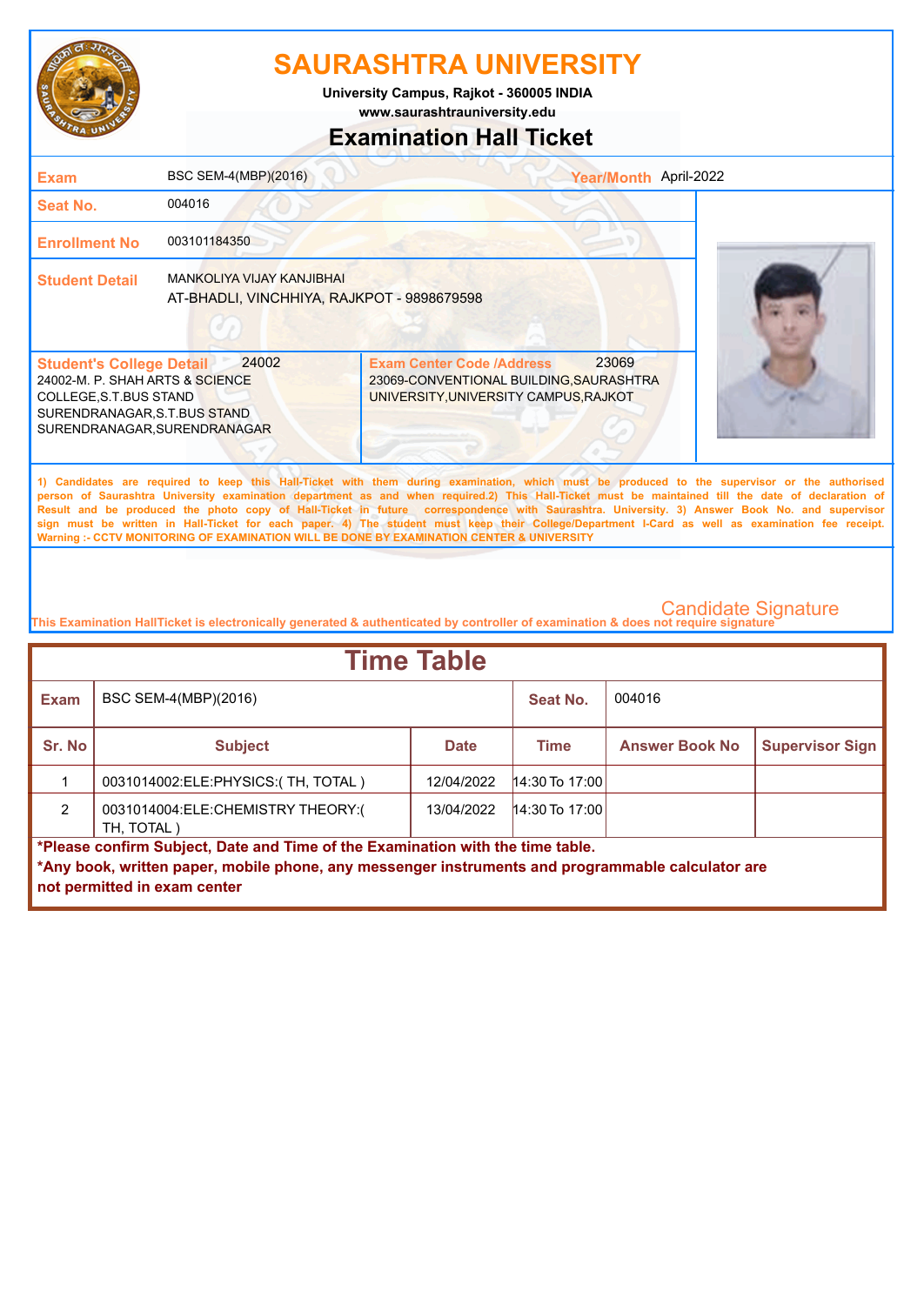# SAURASHTRA UNIVERSITY

University Campus, Rajkot - 360005 INDIA
www.saurashtrauniversity.edu

## Examination Hall Ticket

**Exam** BSC SEM-4(MBP)(2016) **Year/Month** April-2022

**Seat No.** 004016

**Enrollment No** 003101184350

**Student Detail** MANKOLIYA VIJAY KANJIBHAI
AT-BHADLI, VINCHHIYA, RAJKPOT - 9898679598

**Student's College Detail** 24002
24002-M. P. SHAH ARTS & SCIENCE COLLEGE,S.T.BUS STAND SURENDRANAGAR,S.T.BUS STAND SURENDRANAGAR,SURENDRANAGAR

**Exam Center Code /Address** 23069
23069-CONVENTIONAL BUILDING,SAURASHTRA UNIVERSITY,UNIVERSITY CAMPUS,RAJKOT

1) Candidates are required to keep this Hall-Ticket with them during examination, which must be produced to the supervisor or the authorised person of Saurashtra University examination department as and when required.2) This Hall-Ticket must be maintained till the date of declaration of Result and be produced the photo copy of Hall-Ticket in future correspondence with Saurashtra. University. 3) Answer Book No. and supervisor sign must be written in Hall-Ticket for each paper. 4) The student must keep their College/Department I-Card as well as examination fee receipt.
Warning :- CCTV MONITORING OF EXAMINATION WILL BE DONE BY EXAMINATION CENTER & UNIVERSITY

Candidate Signature

This Examination HallTicket is electronically generated & authenticated by controller of examination & does not require signature

## Time Table

**Exam** BSC SEM-4(MBP)(2016) **Seat No.** 004016

| Sr. No | Subject | Date | Time | Answer Book No | Supervisor Sign |
|---|---|---|---|---|---|
| 1 | 0031014002:ELE:PHYSICS:( TH, TOTAL ) | 12/04/2022 | 14:30 To 17:00 | | |
| 2 | 0031014004:ELE:CHEMISTRY THEORY:( TH, TOTAL ) | 13/04/2022 | 14:30 To 17:00 | | |

**\*Please confirm Subject, Date and Time of the Examination with the time table.**
**\*Any book, written paper, mobile phone, any messenger instruments and programmable calculator are not permitted in exam center**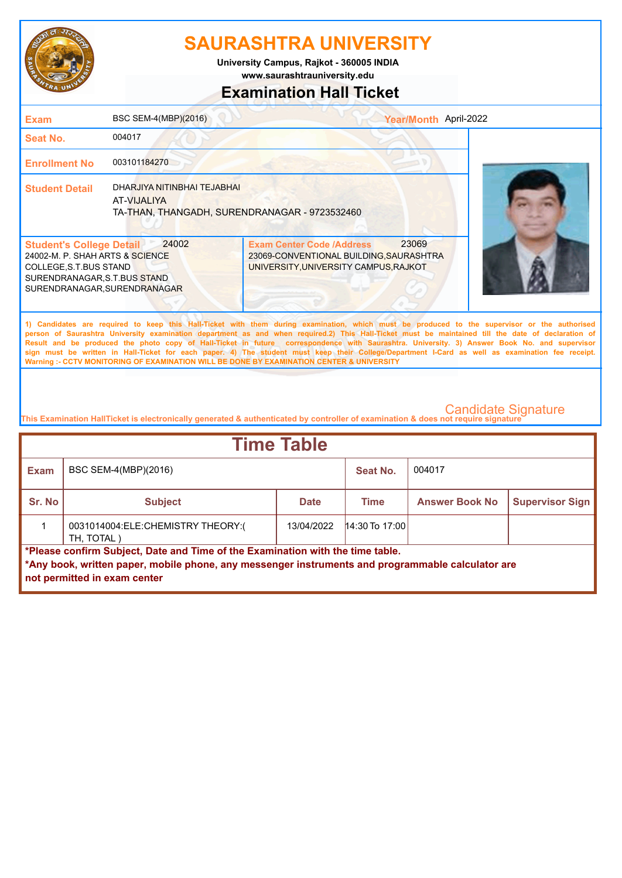# SAURASHTRA UNIVERSITY

University Campus, Rajkot - 360005 INDIA
www.saurashtrauniversity.edu

## Examination Hall Ticket

| | | | |
|---|---|---|---|
| **Exam** | BSC SEM-4(MBP)(2016) | **Year/Month** | April-2022 |
| **Seat No.** | 004017 | | |
| **Enrollment No** | 003101184270 | | |
| **Student Detail** | DHARJIYA NITINBHAI TEJABHAI<br>AT-VIJALIYA<br>TA-THAN, THANGADH, SURENDRANAGAR - 9723532460 | | |

| **Student's College Detail** 24002 | **Exam Center Code /Address** 23069 |
|---|---|
| 24002-M. P. SHAH ARTS & SCIENCE COLLEGE,S.T.BUS STAND SURENDRANAGAR,S.T.BUS STAND SURENDRANAGAR,SURENDRANAGAR | 23069-CONVENTIONAL BUILDING,SAURASHTRA UNIVERSITY,UNIVERSITY CAMPUS,RAJKOT |

1) Candidates are required to keep this Hall-Ticket with them during examination, which must be produced to the supervisor or the authorised person of Saurashtra University examination department as and when required.2) This Hall-Ticket must be maintained till the date of declaration of Result and be produced the photo copy of Hall-Ticket in future correspondence with Saurashtra. University. 3) Answer Book No. and supervisor sign must be written in Hall-Ticket for each paper. 4) The student must keep their College/Department I-Card as well as examination fee receipt.
Warning :- CCTV MONITORING OF EXAMINATION WILL BE DONE BY EXAMINATION CENTER & UNIVERSITY

Candidate Signature

This Examination HallTicket is electronically generated & authenticated by controller of examination & does not require signature

## Time Table

| **Exam** | BSC SEM-4(MBP)(2016) | | **Seat No.** | 004017 | |
|---|---|---|---|---|---|
| **Sr. No** | **Subject** | **Date** | **Time** | **Answer Book No** | **Supervisor Sign** |
| 1 | 0031014004:ELE:CHEMISTRY THEORY:( TH, TOTAL ) | 13/04/2022 | 14:30 To 17:00 | | |

**\*Please confirm Subject, Date and Time of the Examination with the time table.**
**\*Any book, written paper, mobile phone, any messenger instruments and programmable calculator are not permitted in exam center**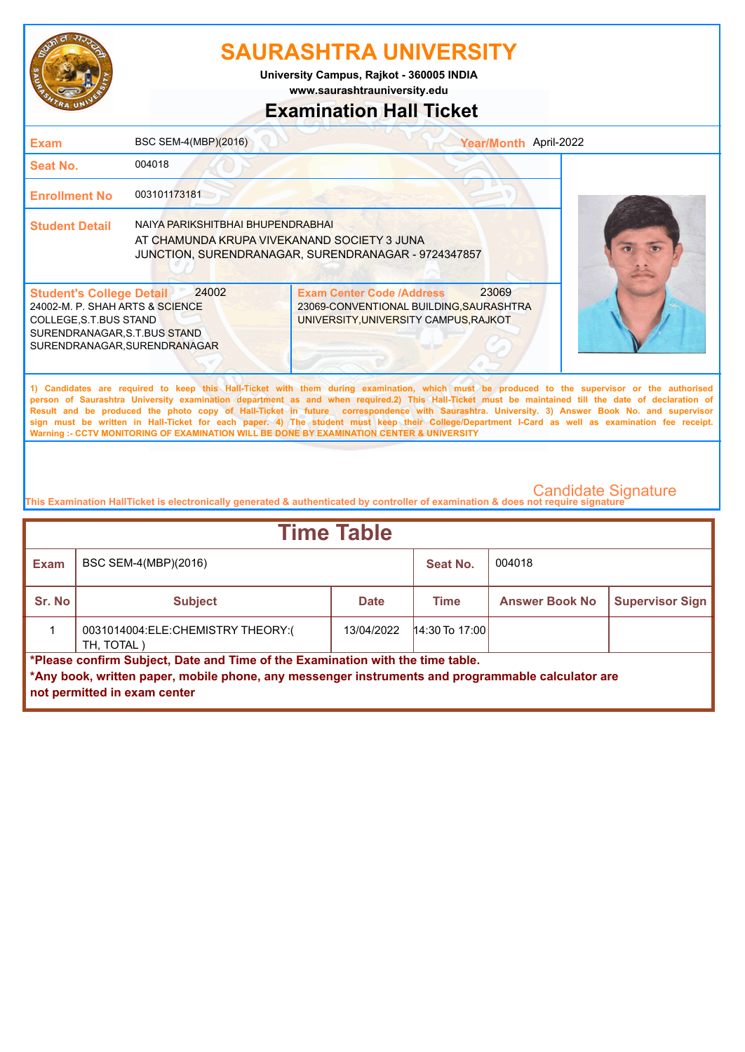# SAURASHTRA UNIVERSITY

University Campus, Rajkot - 360005 INDIA

www.saurashtrauniversity.edu

## Examination Hall Ticket

| | | | |
|---|---|---|---|
| **Exam** | BSC SEM-4(MBP)(2016) | **Year/Month** | April-2022 |
| **Seat No.** | 004018 | | |
| **Enrollment No** | 003101173181 | | |
| **Student Detail** | NAIYA PARIKSHITBHAI BHUPENDRABHAI<br>AT CHAMUNDA KRUPA VIVEKANAND SOCIETY 3 JUNA JUNCTION, SURENDRANAGAR, SURENDRANAGAR - 9724347857 | | |

| **Student's College Detail** 24002 | **Exam Center Code /Address** 23069 |
|---|---|
| 24002-M. P. SHAH ARTS & SCIENCE COLLEGE,S.T.BUS STAND SURENDRANAGAR,S.T.BUS STAND SURENDRANAGAR,SURENDRANAGAR | 23069-CONVENTIONAL BUILDING,SAURASHTRA UNIVERSITY,UNIVERSITY CAMPUS,RAJKOT |

1) Candidates are required to keep this Hall-Ticket with them during examination, which must be produced to the supervisor or the authorised person of Saurashtra University examination department as and when required.2) This Hall-Ticket must be maintained till the date of declaration of Result and be produced the photo copy of Hall-Ticket in future correspondence with Saurashtra. University. 3) Answer Book No. and supervisor sign must be written in Hall-Ticket for each paper. 4) The student must keep their College/Department I-Card as well as examination fee receipt.
Warning :- CCTV MONITORING OF EXAMINATION WILL BE DONE BY EXAMINATION CENTER & UNIVERSITY

Candidate Signature

This Examination HallTicket is electronically generated & authenticated by controller of examination & does not require signature

## Time Table

| **Exam** | BSC SEM-4(MBP)(2016) | | **Seat No.** | 004018 | |
|---|---|---|---|---|---|
| **Sr. No** | **Subject** | **Date** | **Time** | **Answer Book No** | **Supervisor Sign** |
| 1 | 0031014004:ELE:CHEMISTRY THEORY:( TH, TOTAL ) | 13/04/2022 | 14:30 To 17:00 | | |

**\*Please confirm Subject, Date and Time of the Examination with the time table.**

**\*Any book, written paper, mobile phone, any messenger instruments and programmable calculator are not permitted in exam center**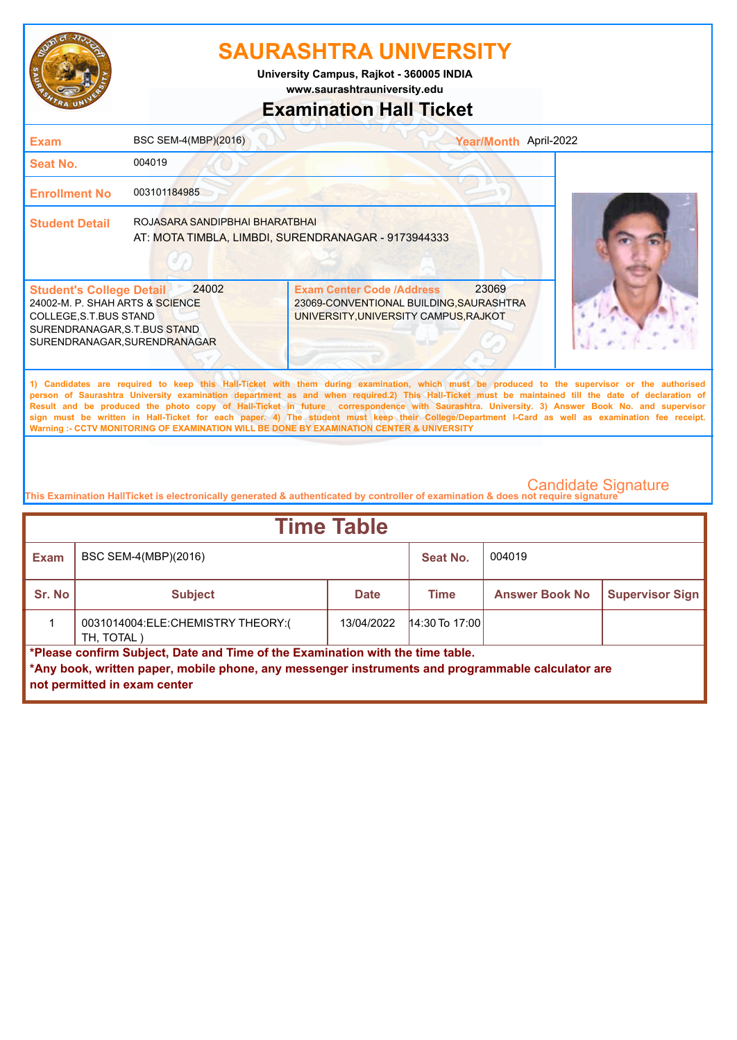# SAURASHTRA UNIVERSITY

University Campus, Rajkot - 360005 INDIA

www.saurashtrauniversity.edu

## Examination Hall Ticket

| | | | |
|---|---|---|---|
| **Exam** | BSC SEM-4(MBP)(2016) | **Year/Month** | April-2022 |
| **Seat No.** | 004019 | | |
| **Enrollment No** | 003101184985 | | |
| **Student Detail** | ROJASARA SANDIPBHAI BHARATBHAI<br>AT: MOTA TIMBLA, LIMBDI, SURENDRANAGAR - 9173944333 | | |

| **Student's College Detail** 24002 | **Exam Center Code /Address** 23069 |
|---|---|
| 24002-M. P. SHAH ARTS & SCIENCE COLLEGE,S.T.BUS STAND SURENDRANAGAR,S.T.BUS STAND SURENDRANAGAR,SURENDRANAGAR | 23069-CONVENTIONAL BUILDING,SAURASHTRA UNIVERSITY,UNIVERSITY CAMPUS,RAJKOT |

1) Candidates are required to keep this Hall-Ticket with them during examination, which must be produced to the supervisor or the authorised person of Saurashtra University examination department as and when required.2) This Hall-Ticket must be maintained till the date of declaration of Result and be produced the photo copy of Hall-Ticket in future correspondence with Saurashtra. University. 3) Answer Book No. and supervisor sign must be written in Hall-Ticket for each paper. 4) The student must keep their College/Department I-Card as well as examination fee receipt.
Warning :- CCTV MONITORING OF EXAMINATION WILL BE DONE BY EXAMINATION CENTER & UNIVERSITY

Candidate Signature

This Examination HallTicket is electronically generated & authenticated by controller of examination & does not require signature

## Time Table

| **Exam** | BSC SEM-4(MBP)(2016) | | **Seat No.** | 004019 | |
|---|---|---|---|---|---|
| **Sr. No** | **Subject** | **Date** | **Time** | **Answer Book No** | **Supervisor Sign** |
| 1 | 0031014004:ELE:CHEMISTRY THEORY:( TH, TOTAL ) | 13/04/2022 | 14:30 To 17:00 | | |

**\*Please confirm Subject, Date and Time of the Examination with the time table.**

**\*Any book, written paper, mobile phone, any messenger instruments and programmable calculator are not permitted in exam center**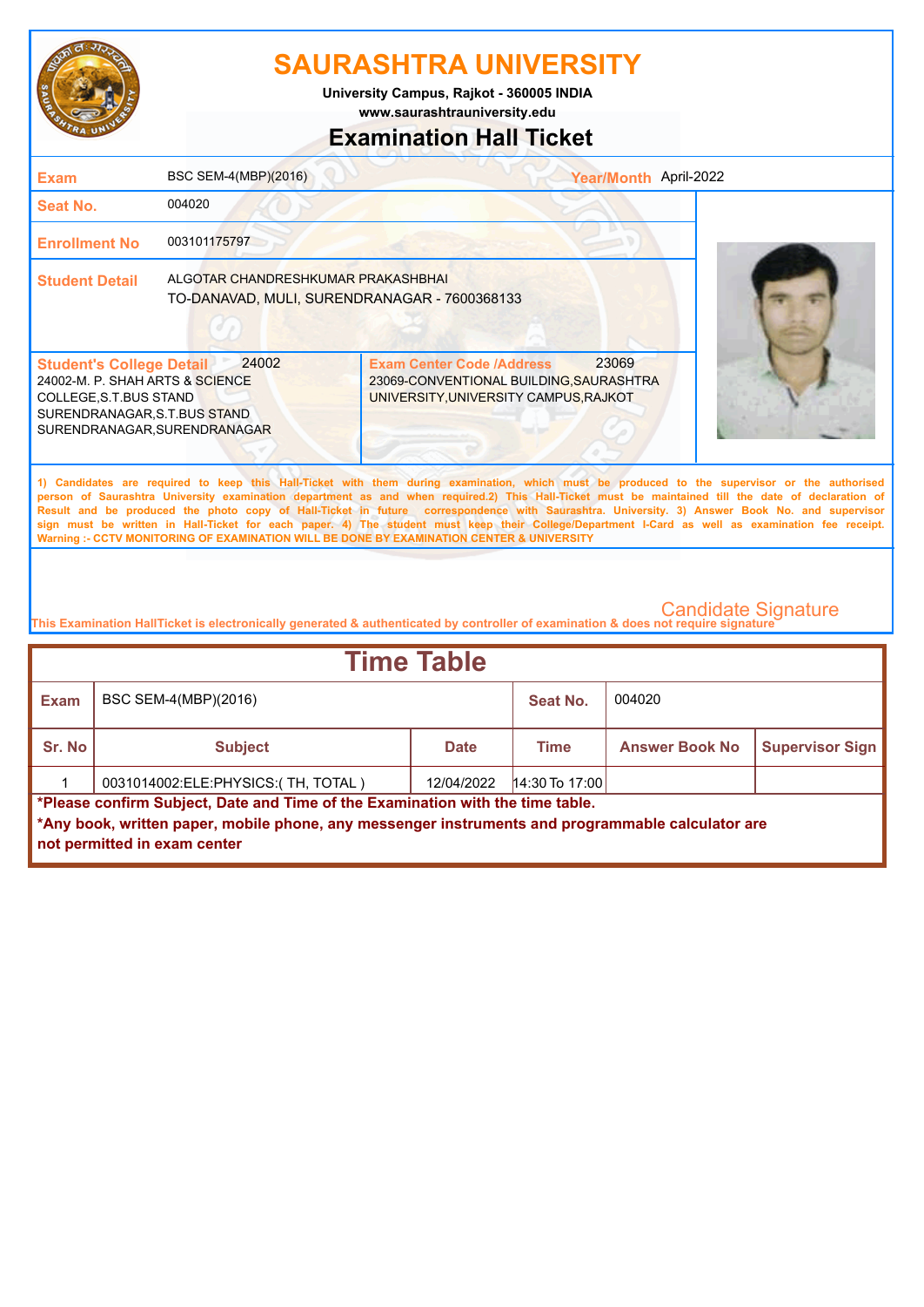# SAURASHTRA UNIVERSITY

University Campus, Rajkot - 360005 INDIA
www.saurashtrauniversity.edu

## Examination Hall Ticket

| | | | |
|---|---|---|---|
| **Exam** | BSC SEM-4(MBP)(2016) | **Year/Month** | April-2022 |
| **Seat No.** | 004020 | | |
| **Enrollment No** | 003101175797 | | |
| **Student Detail** | ALGOTAR CHANDRESHKUMAR PRAKASHBHAI<br>TO-DANAVAD, MULI, SURENDRANAGAR - 7600368133 | | |

| **Student's College Detail** 24002 | **Exam Center Code /Address** 23069 |
|---|---|
| 24002-M. P. SHAH ARTS & SCIENCE COLLEGE,S.T.BUS STAND SURENDRANAGAR,S.T.BUS STAND SURENDRANAGAR,SURENDRANAGAR | 23069-CONVENTIONAL BUILDING,SAURASHTRA UNIVERSITY,UNIVERSITY CAMPUS,RAJKOT |

1) Candidates are required to keep this Hall-Ticket with them during examination, which must be produced to the supervisor or the authorised person of Saurashtra University examination department as and when required.2) This Hall-Ticket must be maintained till the date of declaration of Result and be produced the photo copy of Hall-Ticket in future correspondence with Saurashtra. University. 3) Answer Book No. and supervisor sign must be written in Hall-Ticket for each paper. 4) The student must keep their College/Department I-Card as well as examination fee receipt.
Warning :- CCTV MONITORING OF EXAMINATION WILL BE DONE BY EXAMINATION CENTER & UNIVERSITY

Candidate Signature

This Examination HallTicket is electronically generated & authenticated by controller of examination & does not require signature

## Time Table

| **Exam** | BSC SEM-4(MBP)(2016) | | **Seat No.** | 004020 | |
|---|---|---|---|---|---|
| **Sr. No** | **Subject** | **Date** | **Time** | **Answer Book No** | **Supervisor Sign** |
| 1 | 0031014002:ELE:PHYSICS:( TH, TOTAL ) | 12/04/2022 | 14:30 To 17:00 | | |

**\*Please confirm Subject, Date and Time of the Examination with the time table.**

**\*Any book, written paper, mobile phone, any messenger instruments and programmable calculator are not permitted in exam center**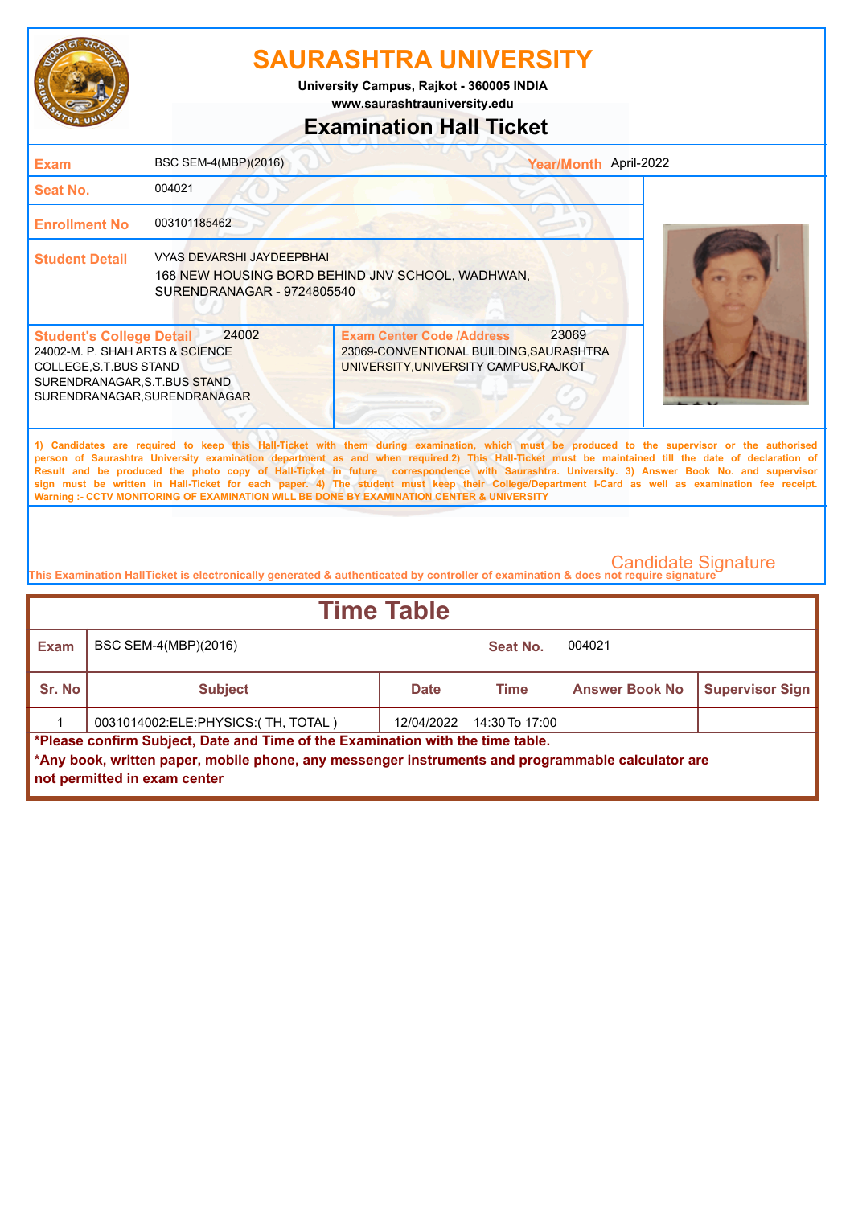# SAURASHTRA UNIVERSITY

**University Campus, Rajkot - 360005 INDIA**
**www.saurashtrauniversity.edu**

## Examination Hall Ticket

| | | | |
|---|---|---|---|
| **Exam** | BSC SEM-4(MBP)(2016) | **Year/Month** | April-2022 |
| **Seat No.** | 004021 | | |
| **Enrollment No** | 003101185462 | | |
| **Student Detail** | VYAS DEVARSHI JAYDEEPBHAI<br>168 NEW HOUSING BORD BEHIND JNV SCHOOL, WADHWAN, SURENDRANAGAR - 9724805540 | | |

| **Student's College Detail** 24002 | **Exam Center Code /Address** 23069 |
|---|---|
| 24002-M. P. SHAH ARTS & SCIENCE COLLEGE,S.T.BUS STAND SURENDRANAGAR,S.T.BUS STAND SURENDRANAGAR,SURENDRANAGAR | 23069-CONVENTIONAL BUILDING,SAURASHTRA UNIVERSITY,UNIVERSITY CAMPUS,RAJKOT |

1) Candidates are required to keep this Hall-Ticket with them during examination, which must be produced to the supervisor or the authorised person of Saurashtra University examination department as and when required.2) This Hall-Ticket must be maintained till the date of declaration of Result and be produced the photo copy of Hall-Ticket in future correspondence with Saurashtra. University. 3) Answer Book No. and supervisor sign must be written in Hall-Ticket for each paper. 4) The student must keep their College/Department I-Card as well as examination fee receipt. Warning :- CCTV MONITORING OF EXAMINATION WILL BE DONE BY EXAMINATION CENTER & UNIVERSITY

Candidate Signature

This Examination HallTicket is electronically generated & authenticated by controller of examination & does not require signature

## Time Table

| Exam | BSC SEM-4(MBP)(2016) | | Seat No. | 004021 | |
|---|---|---|---|---|---|
| **Sr. No** | **Subject** | **Date** | **Time** | **Answer Book No** | **Supervisor Sign** |
| 1 | 0031014002:ELE:PHYSICS:( TH, TOTAL ) | 12/04/2022 | 14:30 To 17:00 | | |

**\*Please confirm Subject, Date and Time of the Examination with the time table.**

**\*Any book, written paper, mobile phone, any messenger instruments and programmable calculator are not permitted in exam center**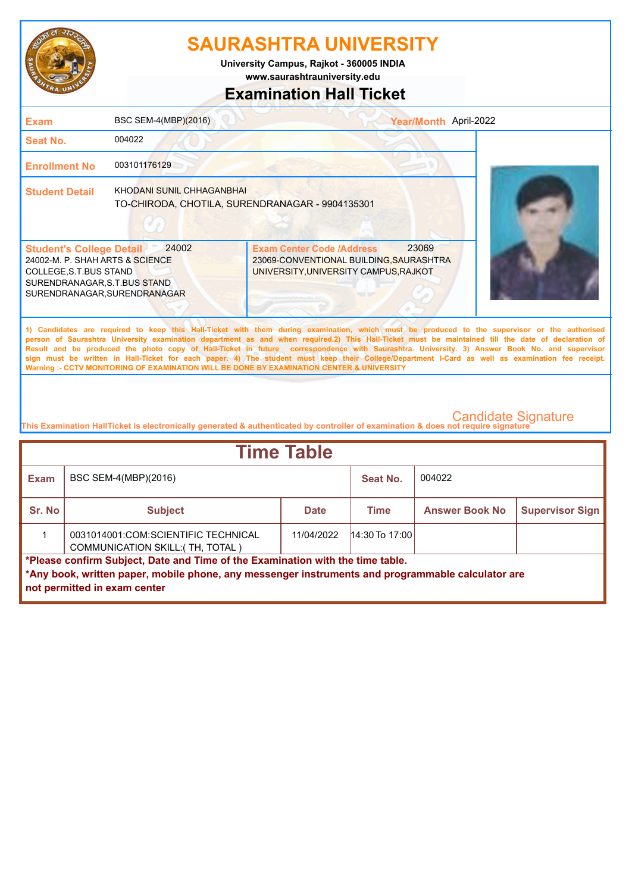# SAURASHTRA UNIVERSITY

University Campus, Rajkot - 360005 INDIA
www.saurashtrauniversity.edu

## Examination Hall Ticket

| | | | |
|---|---|---|---|
| **Exam** | BSC SEM-4(MBP)(2016) | **Year/Month** | April-2022 |
| **Seat No.** | 004022 | | |
| **Enrollment No** | 003101176129 | | |
| **Student Detail** | KHODANI SUNIL CHHAGANBHAI<br>TO-CHIRODA, CHOTILA, SURENDRANAGAR - 9904135301 | | |

| | |
|---|---|
| **Student's College Detail** 24002 | **Exam Center Code /Address** 23069 |
| 24002-M. P. SHAH ARTS & SCIENCE COLLEGE,S.T.BUS STAND SURENDRANAGAR,S.T.BUS STAND SURENDRANAGAR,SURENDRANAGAR | 23069-CONVENTIONAL BUILDING,SAURASHTRA UNIVERSITY,UNIVERSITY CAMPUS,RAJKOT |

1) Candidates are required to keep this Hall-Ticket with them during examination, which must be produced to the supervisor or the authorised person of Saurashtra University examination department as and when required.2) This Hall-Ticket must be maintained till the date of declaration of Result and be produced the photo copy of Hall-Ticket in future correspondence with Saurashtra. University. 3) Answer Book No. and supervisor sign must be written in Hall-Ticket for each paper. 4) The student must keep their College/Department I-Card as well as examination fee receipt.
Warning :- CCTV MONITORING OF EXAMINATION WILL BE DONE BY EXAMINATION CENTER & UNIVERSITY

Candidate Signature

This Examination HallTicket is electronically generated & authenticated by controller of examination & does not require signature

## Time Table

| Exam | BSC SEM-4(MBP)(2016) | | Seat No. | 004022 | |
|---|---|---|---|---|---|
| **Sr. No** | **Subject** | **Date** | **Time** | **Answer Book No** | **Supervisor Sign** |
| 1 | 0031014001:COM:SCIENTIFIC TECHNICAL COMMUNICATION SKILL:( TH, TOTAL ) | 11/04/2022 | 14:30 To 17:00 | | |

**\*Please confirm Subject, Date and Time of the Examination with the time table.**
**\*Any book, written paper, mobile phone, any messenger instruments and programmable calculator are not permitted in exam center**